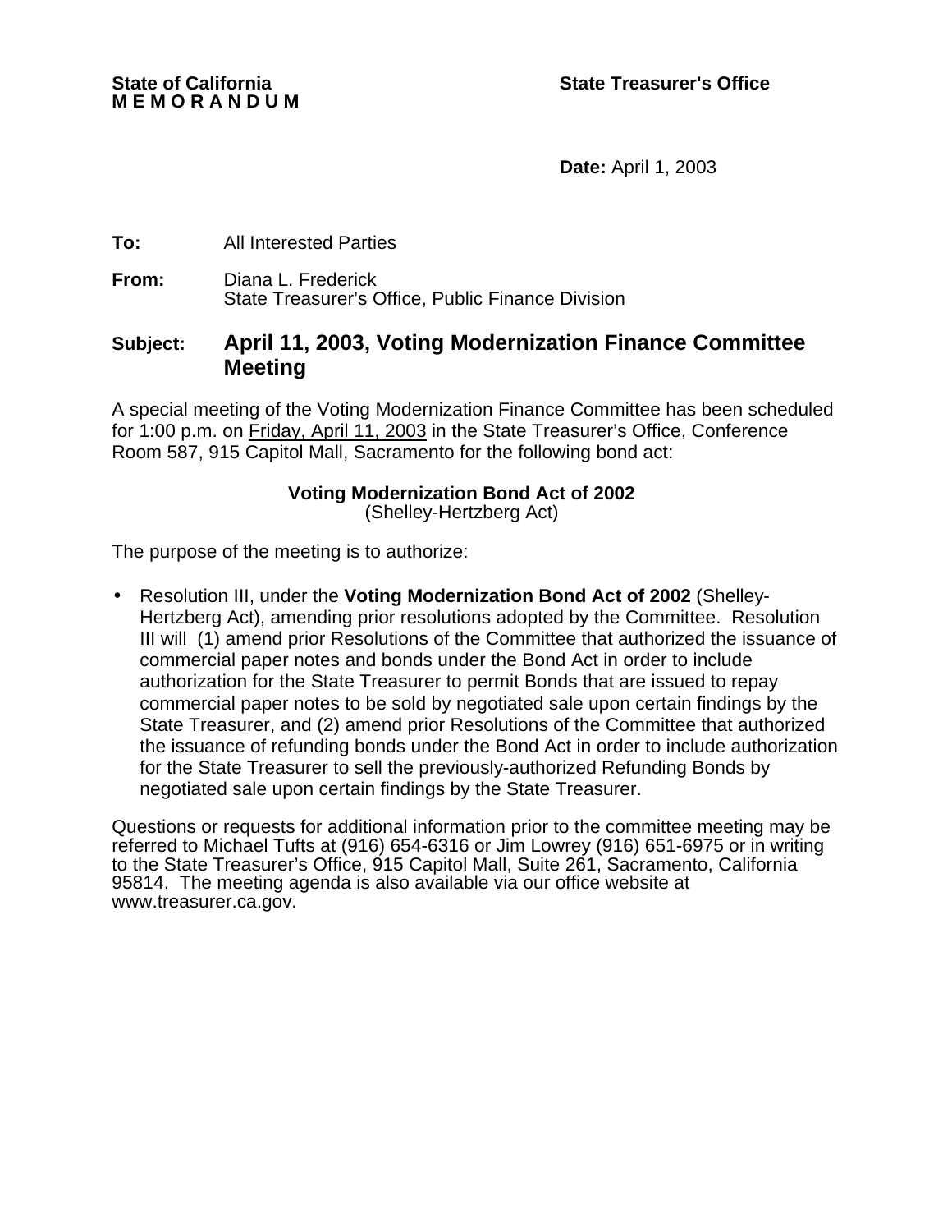**State of California** **State Treasurer's Office**
**M E M O R A N D U M**

**Date:** April 1, 2003

**To:** All Interested Parties

**From:** Diana L. Frederick
State Treasurer's Office, Public Finance Division

**Subject:** **April 11, 2003, Voting Modernization Finance Committee Meeting**

A special meeting of the Voting Modernization Finance Committee has been scheduled for 1:00 p.m. on Friday, April 11, 2003 in the State Treasurer's Office, Conference Room 587, 915 Capitol Mall, Sacramento for the following bond act:

**Voting Modernization Bond Act of 2002**
(Shelley-Hertzberg Act)

The purpose of the meeting is to authorize:

- Resolution III, under the **Voting Modernization Bond Act of 2002** (Shelley-Hertzberg Act), amending prior resolutions adopted by the Committee. Resolution III will (1) amend prior Resolutions of the Committee that authorized the issuance of commercial paper notes and bonds under the Bond Act in order to include authorization for the State Treasurer to permit Bonds that are issued to repay commercial paper notes to be sold by negotiated sale upon certain findings by the State Treasurer, and (2) amend prior Resolutions of the Committee that authorized the issuance of refunding bonds under the Bond Act in order to include authorization for the State Treasurer to sell the previously-authorized Refunding Bonds by negotiated sale upon certain findings by the State Treasurer.

Questions or requests for additional information prior to the committee meeting may be referred to Michael Tufts at (916) 654-6316 or Jim Lowrey (916) 651-6975 or in writing to the State Treasurer's Office, 915 Capitol Mall, Suite 261, Sacramento, California 95814. The meeting agenda is also available via our office website at www.treasurer.ca.gov.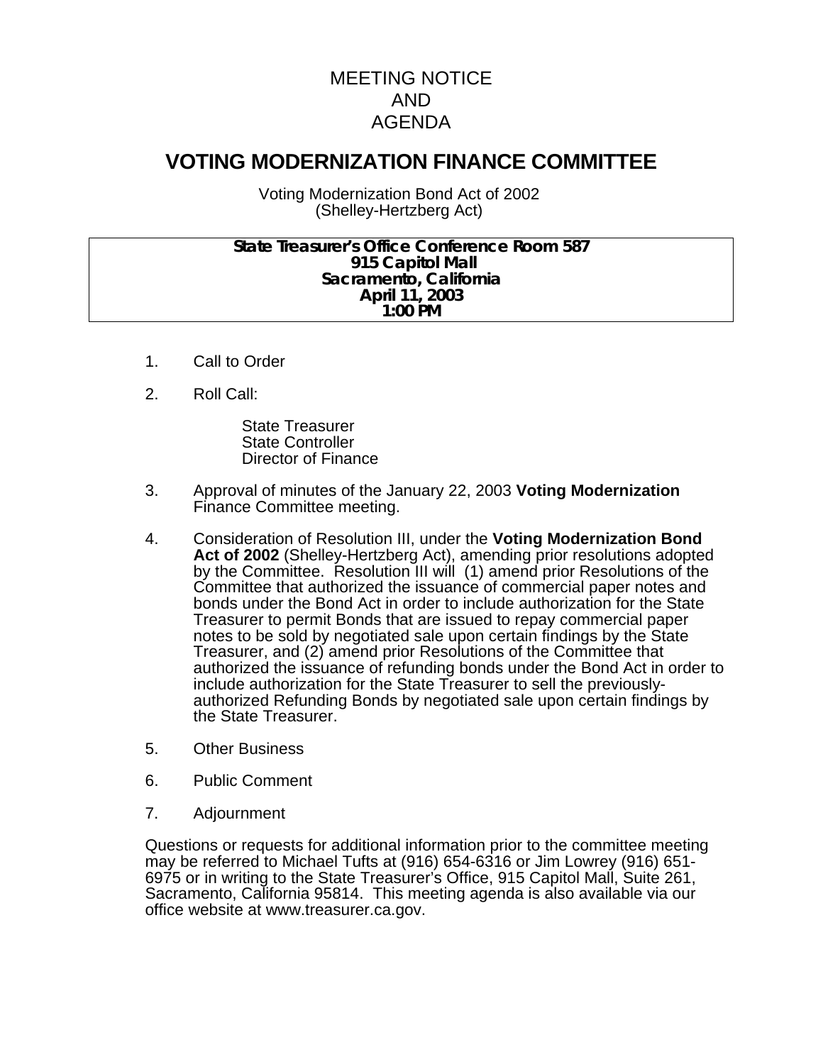MEETING NOTICE
AND
AGENDA

# VOTING MODERNIZATION FINANCE COMMITTEE

Voting Modernization Bond Act of 2002
(Shelley-Hertzberg Act)

**State Treasurer's Office Conference Room 587**
**915 Capitol Mall**
**Sacramento, California**
**April 11, 2003**
**1:00 PM**

1. Call to Order

2. Roll Call:

   State Treasurer
   State Controller
   Director of Finance

3. Approval of minutes of the January 22, 2003 **Voting Modernization** Finance Committee meeting.

4. Consideration of Resolution III, under the **Voting Modernization Bond Act of 2002** (Shelley-Hertzberg Act), amending prior resolutions adopted by the Committee. Resolution III will (1) amend prior Resolutions of the Committee that authorized the issuance of commercial paper notes and bonds under the Bond Act in order to include authorization for the State Treasurer to permit Bonds that are issued to repay commercial paper notes to be sold by negotiated sale upon certain findings by the State Treasurer, and (2) amend prior Resolutions of the Committee that authorized the issuance of refunding bonds under the Bond Act in order to include authorization for the State Treasurer to sell the previously-authorized Refunding Bonds by negotiated sale upon certain findings by the State Treasurer.

5. Other Business

6. Public Comment

7. Adjournment

Questions or requests for additional information prior to the committee meeting may be referred to Michael Tufts at (916) 654-6316 or Jim Lowrey (916) 651-6975 or in writing to the State Treasurer's Office, 915 Capitol Mall, Suite 261, Sacramento, California 95814. This meeting agenda is also available via our office website at www.treasurer.ca.gov.